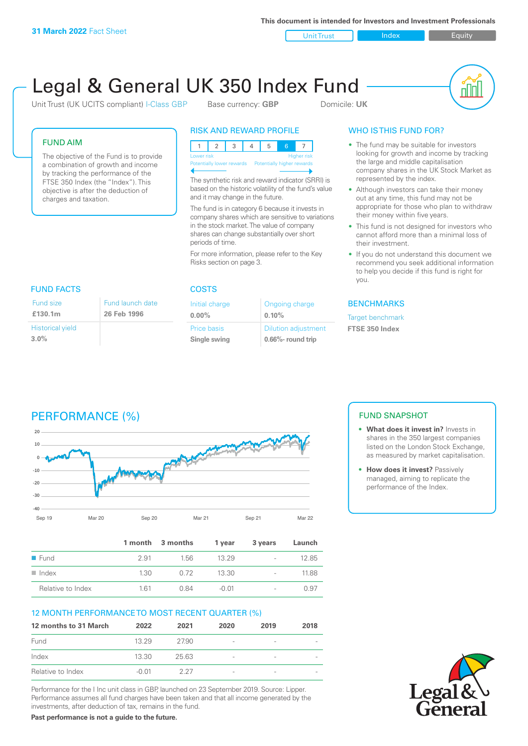31 March 2022 Fact Sheet

This document is intended for Investors and Investment Professionals

Unit Trust | Index | Equity

# Legal & General UK 350 Index Fund

Unit Trust (UK UCITS compliant) I-Class GBP    Base currency: **GBP**    Domicile: **UK**

## FUND AIM

The objective of the Fund is to provide a combination of growth and income by tracking the performance of the FTSE 350 Index (the "Index"). This objective is after the deduction of charges and taxation.

## RISK AND REWARD PROFILE

| 1 | 2 | 3 | 4 | 5 | 6 | 7 |
|---|---|---|---|---|---|---|

Lower risk — Higher risk
Potentially lower rewards — Potentially higher rewards

The synthetic risk and reward indicator (SRRI) is based on the historic volatility of the fund's value and it may change in the future.

The fund is in category 6 because it invests in company shares which are sensitive to variations in the stock market. The value of company shares can change substantially over short periods of time.

For more information, please refer to the Key Risks section on page 3.

## WHO IS THIS FUND FOR?

- The fund may be suitable for investors looking for growth and income by tracking the large and middle capitalisation company shares in the UK Stock Market as represented by the index.
- Although investors can take their money out at any time, this fund may not be appropriate for those who plan to withdraw their money within five years.
- This fund is not designed for investors who cannot afford more than a minimal loss of their investment.
- If you do not understand this document we recommend you seek additional information to help you decide if this fund is right for you.

## FUND FACTS

| Fund size | Fund launch date |
|---|---|
| **£130.1m** | **26 Feb 1996** |
| Historical yield | |
| **3.0%** | |

## COSTS

| Initial charge | Ongoing charge |
|---|---|
| **0.00%** | **0.10%** |
| Price basis | Dilution adjustment |
| **Single swing** | **0.66%- round trip** |

## BENCHMARKS

Target benchmark

**FTSE 350 Index**

## PERFORMANCE (%)

| | 1 month | 3 months | 1 year | 3 years | Launch |
|---|---|---|---|---|---|
| Fund | 2.91 | 1.56 | 13.29 | - | 12.85 |
| Index | 1.30 | 0.72 | 13.30 | - | 11.88 |
| Relative to Index | 1.61 | 0.84 | -0.01 | - | 0.97 |

## FUND SNAPSHOT

- **What does it invest in?** Invests in shares in the 350 largest companies listed on the London Stock Exchange, as measured by market capitalisation.
- **How does it invest?** Passively managed, aiming to replicate the performance of the Index.

## 12 MONTH PERFORMANCE TO MOST RECENT QUARTER (%)

| 12 months to 31 March | 2022 | 2021 | 2020 | 2019 | 2018 |
|---|---|---|---|---|---|
| Fund | 13.29 | 27.90 | - | - | - |
| Index | 13.30 | 25.63 | - | - | - |
| Relative to Index | -0.01 | 2.27 | - | - | - |

Performance for the I Inc unit class in GBP, launched on 23 September 2019. Source: Lipper. Performance assumes all fund charges have been taken and that all income generated by the investments, after deduction of tax, remains in the fund.

**Past performance is not a guide to the future.**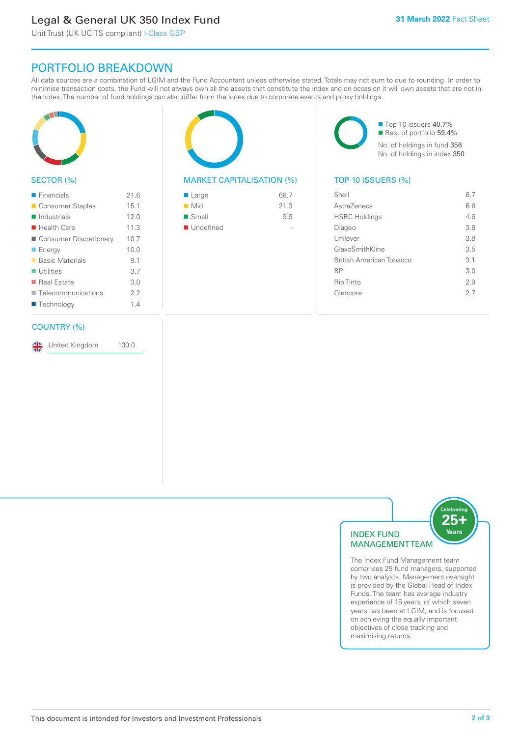# Legal & General UK 350 Index Fund

Unit Trust (UK UCITS compliant) I-Class GBP

**31 March 2022** Fact Sheet

## PORTFOLIO BREAKDOWN

All data sources are a combination of LGIM and the Fund Accountant unless otherwise stated. Totals may not sum to due to rounding. In order to minimise transaction costs, the Fund will not always own all the assets that constitute the index and on occasion it will own assets that are not in the index. The number of fund holdings can also differ from the index due to corporate events and proxy holdings.

### SECTOR (%)

| Sector | % |
|---|---|
| Financials | 21.6 |
| Consumer Staples | 15.1 |
| Industrials | 12.0 |
| Health Care | 11.3 |
| Consumer Discretionary | 10.7 |
| Energy | 10.0 |
| Basic Materials | 9.1 |
| Utilities | 3.7 |
| Real Estate | 3.0 |
| Telecommunications | 2.2 |
| Technology | 1.4 |

### MARKET CAPITALISATION (%)

| Market Capitalisation | % |
|---|---|
| Large | 68.7 |
| Mid | 21.3 |
| Small | 9.9 |
| Undefined | - |

Top 10 issuers 40.7%

Rest of portfolio 59.4%

No. of holdings in fund 356

No. of holdings in index 350

### TOP 10 ISSUERS (%)

| Issuer | % |
|---|---|
| Shell | 6.7 |
| AstraZeneca | 6.6 |
| HSBC Holdings | 4.6 |
| Diageo | 3.8 |
| Unilever | 3.8 |
| GlaxoSmithKline | 3.5 |
| British American Tobacco | 3.1 |
| BP | 3.0 |
| Rio Tinto | 2.9 |
| Glencore | 2.7 |

### COUNTRY (%)

| Country | % |
|---|---|
| United Kingdom | 100.0 |

### INDEX FUND MANAGEMENT TEAM

Celebrating 25+ Years

The Index Fund Management team comprises 25 fund managers, supported by two analysts. Management oversight is provided by the Global Head of Index Funds. The team has average industry experience of 15 years, of which seven years has been at LGIM, and is focused on achieving the equally important objectives of close tracking and maximising returns.

This document is intended for Investors and Investment Professionals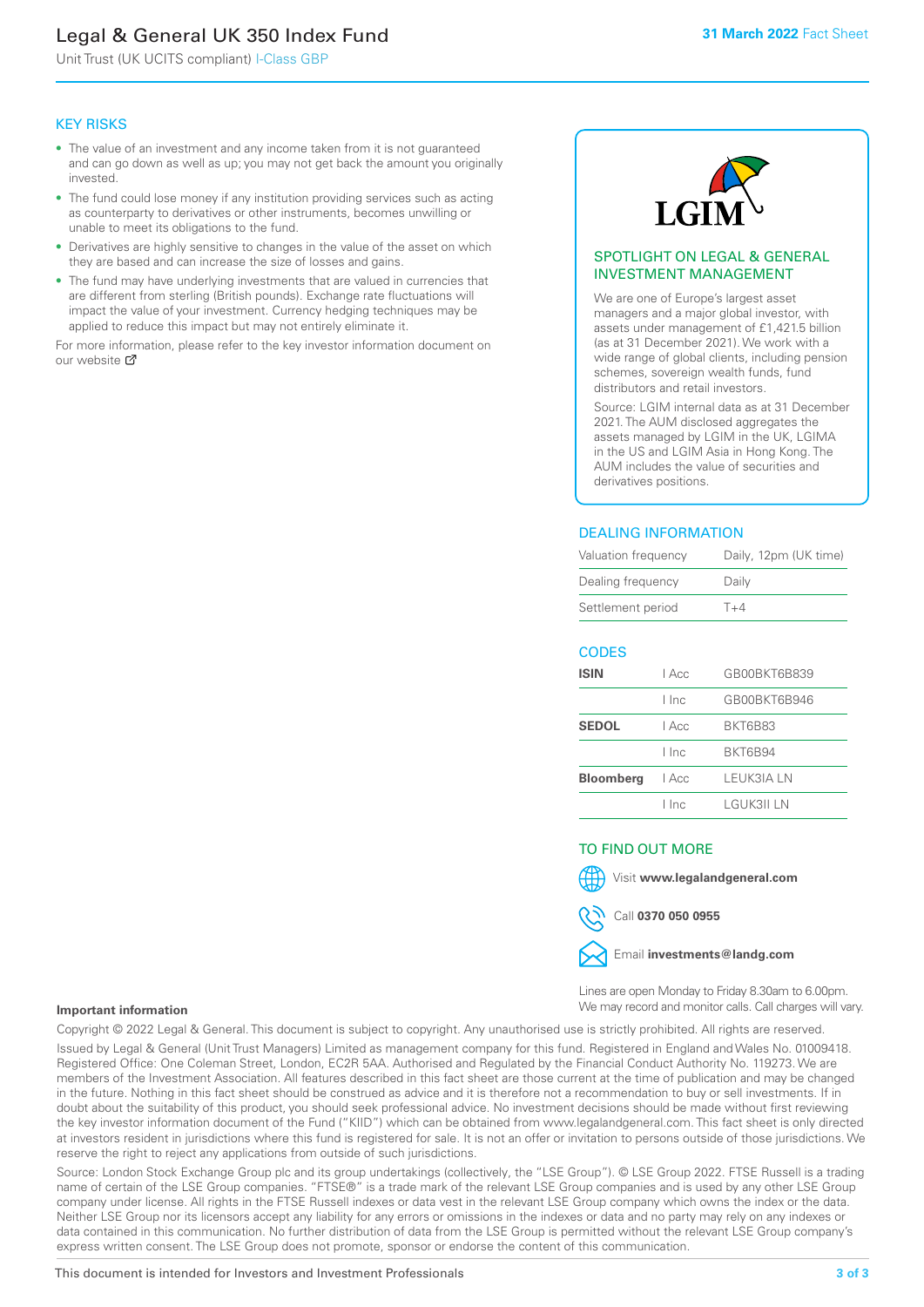# Legal & General UK 350 Index Fund

Unit Trust (UK UCITS compliant) I-Class GBP

**31 March 2022** Fact Sheet

## KEY RISKS

- The value of an investment and any income taken from it is not guaranteed and can go down as well as up; you may not get back the amount you originally invested.
- The fund could lose money if any institution providing services such as acting as counterparty to derivatives or other instruments, becomes unwilling or unable to meet its obligations to the fund.
- Derivatives are highly sensitive to changes in the value of the asset on which they are based and can increase the size of losses and gains.
- The fund may have underlying investments that are valued in currencies that are different from sterling (British pounds). Exchange rate fluctuations will impact the value of your investment. Currency hedging techniques may be applied to reduce this impact but may not entirely eliminate it.

For more information, please refer to the key investor information document on our website

## SPOTLIGHT ON LEGAL & GENERAL INVESTMENT MANAGEMENT

We are one of Europe's largest asset managers and a major global investor, with assets under management of £1,421.5 billion (as at 31 December 2021). We work with a wide range of global clients, including pension schemes, sovereign wealth funds, fund distributors and retail investors.

Source: LGIM internal data as at 31 December 2021. The AUM disclosed aggregates the assets managed by LGIM in the UK, LGIMA in the US and LGIM Asia in Hong Kong. The AUM includes the value of securities and derivatives positions.

## DEALING INFORMATION

| | |
|---|---|
| Valuation frequency | Daily, 12pm (UK time) |
| Dealing frequency | Daily |
| Settlement period | T+4 |

## CODES

| | | |
|---|---|---|
| **ISIN** | I Acc | GB00BKT6B839 |
| | I Inc | GB00BKT6B946 |
| **SEDOL** | I Acc | BKT6B83 |
| | I Inc | BKT6B94 |
| **Bloomberg** | I Acc | LEUK3IA LN |
| | I Inc | LGUK3II LN |

## TO FIND OUT MORE

Visit **www.legalandgeneral.com**

Call **0370 050 0955**

Email **investments@landg.com**

Lines are open Monday to Friday 8.30am to 6.00pm. We may record and monitor calls. Call charges will vary.

**Important information**

Copyright © 2022 Legal & General. This document is subject to copyright. Any unauthorised use is strictly prohibited. All rights are reserved.

Issued by Legal & General (Unit Trust Managers) Limited as management company for this fund. Registered in England and Wales No. 01009418. Registered Office: One Coleman Street, London, EC2R 5AA. Authorised and Regulated by the Financial Conduct Authority No. 119273. We are members of the Investment Association. All features described in this fact sheet are those current at the time of publication and may be changed in the future. Nothing in this fact sheet should be construed as advice and it is therefore not a recommendation to buy or sell investments. If in doubt about the suitability of this product, you should seek professional advice. No investment decisions should be made without first reviewing the key investor information document of the Fund ("KIID") which can be obtained from www.legalandgeneral.com. This fact sheet is only directed at investors resident in jurisdictions where this fund is registered for sale. It is not an offer or invitation to persons outside of those jurisdictions. We reserve the right to reject any applications from outside of such jurisdictions.

Source: London Stock Exchange Group plc and its group undertakings (collectively, the "LSE Group"). © LSE Group 2022. FTSE Russell is a trading name of certain of the LSE Group companies. "FTSE®" is a trade mark of the relevant LSE Group companies and is used by any other LSE Group company under license. All rights in the FTSE Russell indexes or data vest in the relevant LSE Group company which owns the index or the data. Neither LSE Group nor its licensors accept any liability for any errors or omissions in the indexes or data and no party may rely on any indexes or data contained in this communication. No further distribution of data from the LSE Group is permitted without the relevant LSE Group company's express written consent. The LSE Group does not promote, sponsor or endorse the content of this communication.

This document is intended for Investors and Investment Professionals